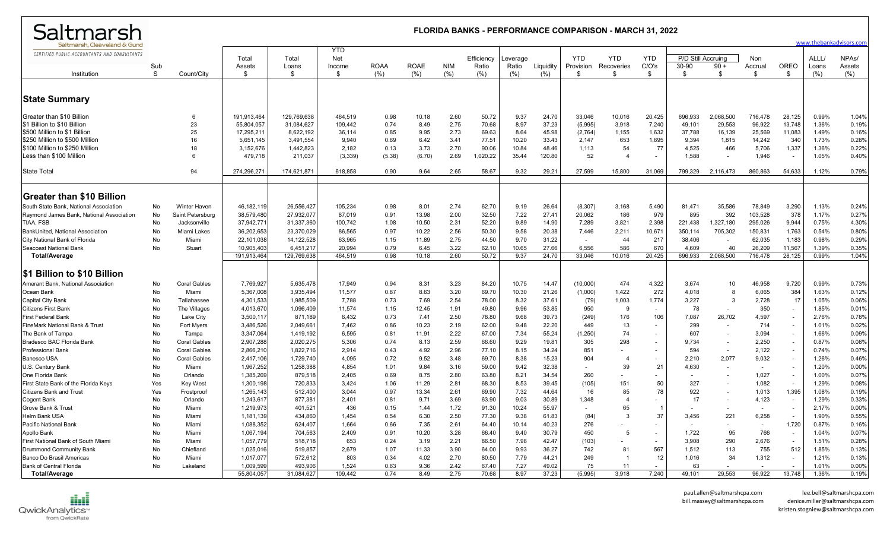# Saltmarsh

Saltmarsh, Cleaveland & Gund

CERTIFIED PUBLIC ACCOUNTANTS AND CONSULTANTS

## FLORIDA BANKS - PERFORMANCE COMPARISON - MARCH 31, 2022

www.thebankadvisors.com

| Institution | Sub S | Count/City | Total Assets $ | Total Loans $ | YTD Net Income $ | ROAA (%) | ROAE (%) | NIM (%) | Efficiency Ratio (%) | Leverage Ratio (%) | Liquidity (%) | YTD Provision $ | YTD Recoveries $ | YTD C/O's $ | P/D Still Accruing 30-90 $ | P/D Still Accruing 90 + $ | Non Accrual $ | OREO $ | ALLL/ Loans (%) | NPAs/ Assets (%) |
|---|---|---|---|---|---|---|---|---|---|---|---|---|---|---|---|---|---|---|---|---|
| **State Summary** | | | | | | | | | | | | | | | | | | | | |
| Greater than $10 Billion | | 6 | 191,913,464 | 129,769,638 | 464,519 | 0.98 | 10.18 | 2.60 | 50.72 | 9.37 | 24.70 | 33,046 | 10,016 | 20,425 | 696,933 | 2,068,500 | 716,478 | 28,125 | 0.99% | 1.04% |
| $1 Billion to $10 Billion | | 23 | 55,804,057 | 31,084,627 | 109,442 | 0.74 | 8.49 | 2.75 | 70.68 | 8.97 | 37.23 | (5,995) | 3,918 | 7,240 | 49,101 | 29,553 | 96,922 | 13,748 | 1.36% | 0.19% |
| $500 Million to $1 Billion | | 25 | 17,295,211 | 8,622,192 | 36,114 | 0.85 | 9.95 | 2.73 | 69.63 | 8.64 | 45.98 | (2,764) | 1,155 | 1,632 | 37,788 | 16,139 | 25,569 | 11,083 | 1.49% | 0.16% |
| $250 Million to $500 Million | | 16 | 5,651,145 | 3,491,554 | 9,940 | 0.69 | 6.42 | 3.41 | 77.51 | 10.20 | 33.43 | 2,147 | 653 | 1,695 | 9,394 | 1,815 | 14,242 | 340 | 1.73% | 0.28% |
| $100 Million to $250 Million | | 18 | 3,152,676 | 1,442,823 | 2,182 | 0.13 | 3.73 | 2.70 | 90.06 | 10.84 | 48.46 | 1,113 | 54 | 77 | 4,525 | 466 | 5,706 | 1,337 | 1.36% | 0.22% |
| Less than $100 Million | | 6 | 479,718 | 211,037 | (3,339) | (5.38) | (6.70) | 2.69 | 1,020.22 | 35.44 | 120.80 | 52 | 4 | - | 1,588 | - | 1,946 | - | 1.05% | 0.40% |
| State Total | | 94 | 274,296,271 | 174,621,871 | 618,858 | 0.90 | 9.64 | 2.65 | 58.67 | 9.32 | 29.21 | 27,599 | 15,800 | 31,069 | 799,329 | 2,116,473 | 860,863 | 54,633 | 1.12% | 0.79% |
| **Greater than $10 Billion** | | | | | | | | | | | | | | | | | | | | |
| South State Bank, National Association | No | Winter Haven | 46,182,119 | 26,556,427 | 105,234 | 0.98 | 8.01 | 2.74 | 62.70 | 9.19 | 26.64 | (8,307) | 3,168 | 5,490 | 81,471 | 35,586 | 78,849 | 3,290 | 1.13% | 0.24% |
| Raymond James Bank, National Association | No | Saint Petersburg | 38,579,480 | 27,932,077 | 87,019 | 0.91 | 13.98 | 2.00 | 32.50 | 7.22 | 27.41 | 20,062 | 186 | 979 | 895 | 392 | 103,528 | 378 | 1.17% | 0.27% |
| TIAA, FSB | No | Jacksonville | 37,942,771 | 31,337,360 | 100,742 | 1.08 | 10.50 | 2.31 | 52.20 | 9.89 | 14.90 | 7,289 | 3,821 | 2,398 | 221,438 | 1,327,180 | 295,026 | 9,944 | 0.75% | 4.30% |
| BankUnited, National Association | No | Miami Lakes | 36,202,653 | 23,370,029 | 86,565 | 0.97 | 10.22 | 2.56 | 50.30 | 9.58 | 20.38 | 7,446 | 2,211 | 10,671 | 350,114 | 705,302 | 150,831 | 1,763 | 0.54% | 0.80% |
| City National Bank of Florida | No | Miami | 22,101,038 | 14,122,528 | 63,965 | 1.15 | 11.89 | 2.75 | 44.50 | 9.70 | 31.22 | - | 44 | 217 | 38,406 | - | 62,035 | 1,183 | 0.98% | 0.29% |
| Seacoast National Bank | No | Stuart | 10,905,403 | 6,451,217 | 20,994 | 0.79 | 6.45 | 3.22 | 62.10 | 10.65 | 27.66 | 6,556 | 586 | 670 | 4,609 | 40 | 26,209 | 11,567 | 1.39% | 0.35% |
| **Total/Average** | | | 191,913,464 | 129,769,638 | 464,519 | 0.98 | 10.18 | 2.60 | 50.72 | 9.37 | 24.70 | 33,046 | 10,016 | 20,425 | 696,933 | 2,068,500 | 716,478 | 28,125 | 0.99% | 1.04% |
| **$1 Billion to $10 Billion** | | | | | | | | | | | | | | | | | | | | |
| Amerant Bank, National Association | No | Coral Gables | 7,769,927 | 5,635,478 | 17,949 | 0.94 | 8.31 | 3.23 | 84.20 | 10.75 | 14.47 | (10,000) | 474 | 4,322 | 3,674 | 10 | 46,958 | 9,720 | 0.99% | 0.73% |
| Ocean Bank | No | Miami | 5,367,008 | 3,935,494 | 11,577 | 0.87 | 8.63 | 3.20 | 69.70 | 10.30 | 21.26 | (1,000) | 1,422 | 272 | 4,018 | 8 | 6,065 | 384 | 1.63% | 0.12% |
| Capital City Bank | No | Tallahassee | 4,301,533 | 1,985,509 | 7,788 | 0.73 | 7.69 | 2.54 | 78.00 | 8.32 | 37.61 | (79) | 1,003 | 1,774 | 3,227 | 3 | 2,728 | 17 | 1.05% | 0.06% |
| Citizens First Bank | No | The Villages | 4,013,670 | 1,096,409 | 11,574 | 1.15 | 12.45 | 1.91 | 49.80 | 9.96 | 53.85 | 950 | 9 | - | 78 | - | 350 | - | 1.85% | 0.01% |
| First Federal Bank | No | Lake City | 3,500,117 | 871,189 | 6,432 | 0.73 | 7.41 | 2.50 | 78.80 | 9.68 | 39.73 | (249) | 176 | 106 | 7,087 | 26,702 | 4,597 | - | 2.76% | 0.78% |
| FineMark National Bank & Trust | No | Fort Myers | 3,486,526 | 2,049,661 | 7,462 | 0.86 | 10.23 | 2.19 | 62.00 | 9.48 | 22.20 | 449 | 13 | - | 299 | - | 714 | - | 1.01% | 0.02% |
| The Bank of Tampa | No | Tampa | 3,347,064 | 1,419,192 | 6,595 | 0.81 | 11.91 | 2.22 | 67.00 | 7.34 | 55.24 | (1,250) | 74 | - | 607 | - | 3,094 | - | 1.66% | 0.09% |
| Bradesco BAC Florida Bank | No | Coral Gables | 2,907,288 | 2,020,275 | 5,306 | 0.74 | 8.13 | 2.59 | 66.60 | 9.29 | 19.81 | 305 | 298 | - | 9,734 | - | 2,250 | - | 0.87% | 0.08% |
| Professional Bank | No | Coral Gables | 2,866,210 | 1,822,716 | 2,914 | 0.43 | 4.92 | 2.96 | 77.10 | 8.15 | 34.24 | 851 | - | - | 594 | - | 2,122 | - | 0.74% | 0.07% |
| Banesco USA | No | Coral Gables | 2,417,106 | 1,729,740 | 4,095 | 0.72 | 9.52 | 3.48 | 69.70 | 8.38 | 15.23 | 904 | 4 | - | 2,210 | 2,077 | 9,032 | - | 1.26% | 0.46% |
| U.S. Century Bank | No | Miami | 1,967,252 | 1,258,388 | 4,854 | 1.01 | 9.84 | 3.16 | 59.00 | 9.42 | 32.38 | - | 39 | 21 | 4,630 | - | - | - | 1.20% | 0.00% |
| One Florida Bank | No | Orlando | 1,385,269 | 879,518 | 2,405 | 0.69 | 8.75 | 2.80 | 63.80 | 8.21 | 34.54 | 260 | - | - | - | - | 1,027 | - | 1.00% | 0.07% |
| First State Bank of the Florida Keys | Yes | Key West | 1,300,198 | 720,833 | 3,424 | 1.06 | 11.29 | 2.81 | 68.30 | 8.53 | 39.45 | (105) | 151 | 50 | 327 | - | 1,082 | - | 1.29% | 0.08% |
| Citizens Bank and Trust | Yes | Frostproof | 1,265,143 | 512,400 | 3,044 | 0.97 | 13.34 | 2.61 | 69.90 | 7.32 | 44.64 | 16 | 85 | 78 | 922 | - | 1,013 | 1,395 | 1.08% | 0.19% |
| Cogent Bank | No | Orlando | 1,243,617 | 877,381 | 2,401 | 0.81 | 9.71 | 3.69 | 63.90 | 9.03 | 30.89 | 1,348 | 4 | - | 17 | - | 4,123 | - | 1.29% | 0.33% |
| Grove Bank & Trust | No | Miami | 1,219,973 | 401,521 | 436 | 0.15 | 1.44 | 1.72 | 91.30 | 10.24 | 55.97 | - | 65 | 1 | - | - | - | - | 2.17% | 0.00% |
| Helm Bank USA | No | Miami | 1,181,139 | 434,860 | 1,454 | 0.54 | 6.30 | 2.50 | 77.30 | 9.38 | 61.83 | (84) | 3 | 37 | 3,456 | 221 | 6,258 | - | 1.90% | 0.55% |
| Pacific National Bank | No | Miami | 1,088,352 | 624,407 | 1,664 | 0.66 | 7.35 | 2.61 | 64.40 | 10.14 | 40.23 | 276 | - | - | - | - | - | 1,720 | 0.87% | 0.16% |
| Apollo Bank | No | Miami | 1,067,194 | 704,563 | 2,409 | 0.91 | 10.20 | 3.28 | 66.40 | 9.40 | 30.79 | 450 | 5 | - | 1,722 | 95 | 766 | - | 1.04% | 0.07% |
| First National Bank of South Miami | No | Miami | 1,057,779 | 518,718 | 653 | 0.24 | 3.19 | 2.21 | 86.50 | 7.98 | 42.47 | (103) | - | - | 3,908 | 290 | 2,676 | - | 1.51% | 0.28% |
| Drummond Community Bank | No | Chiefland | 1,025,016 | 519,857 | 2,679 | 1.07 | 11.33 | 3.90 | 64.00 | 9.93 | 36.27 | 742 | 81 | 567 | 1,512 | 113 | 755 | 512 | 1.85% | 0.13% |
| Banco Do Brasil Americas | No | Miami | 1,017,077 | 572,612 | 803 | 0.34 | 4.02 | 2.70 | 80.50 | 7.79 | 44.21 | 249 | 1 | 12 | 1,016 | 34 | 1,312 | - | 1.21% | 0.13% |
| Bank of Central Florida | No | Lakeland | 1,009,599 | 493,906 | 1,524 | 0.63 | 9.36 | 2.42 | 67.40 | 7.27 | 49.02 | 75 | 11 | - | 63 | - | - | - | 1.01% | 0.00% |
| **Total/Average** | | | 55,804,057 | 31,084,627 | 109,442 | 0.74 | 8.49 | 2.75 | 70.68 | 8.97 | 37.23 | (5,995) | 3,918 | 7,240 | 49,101 | 29,553 | 96,922 | 13,748 | 1.36% | 0.19% |

QwickAnalytics from QwickRate

paul.allen@saltmarshcpa.com
bill.massey@saltmarshcpa.com
lee.bell@saltmarshcpa.com
denice.miller@saltmarshcpa.com
kristen.stogniew@saltmarshcpa.com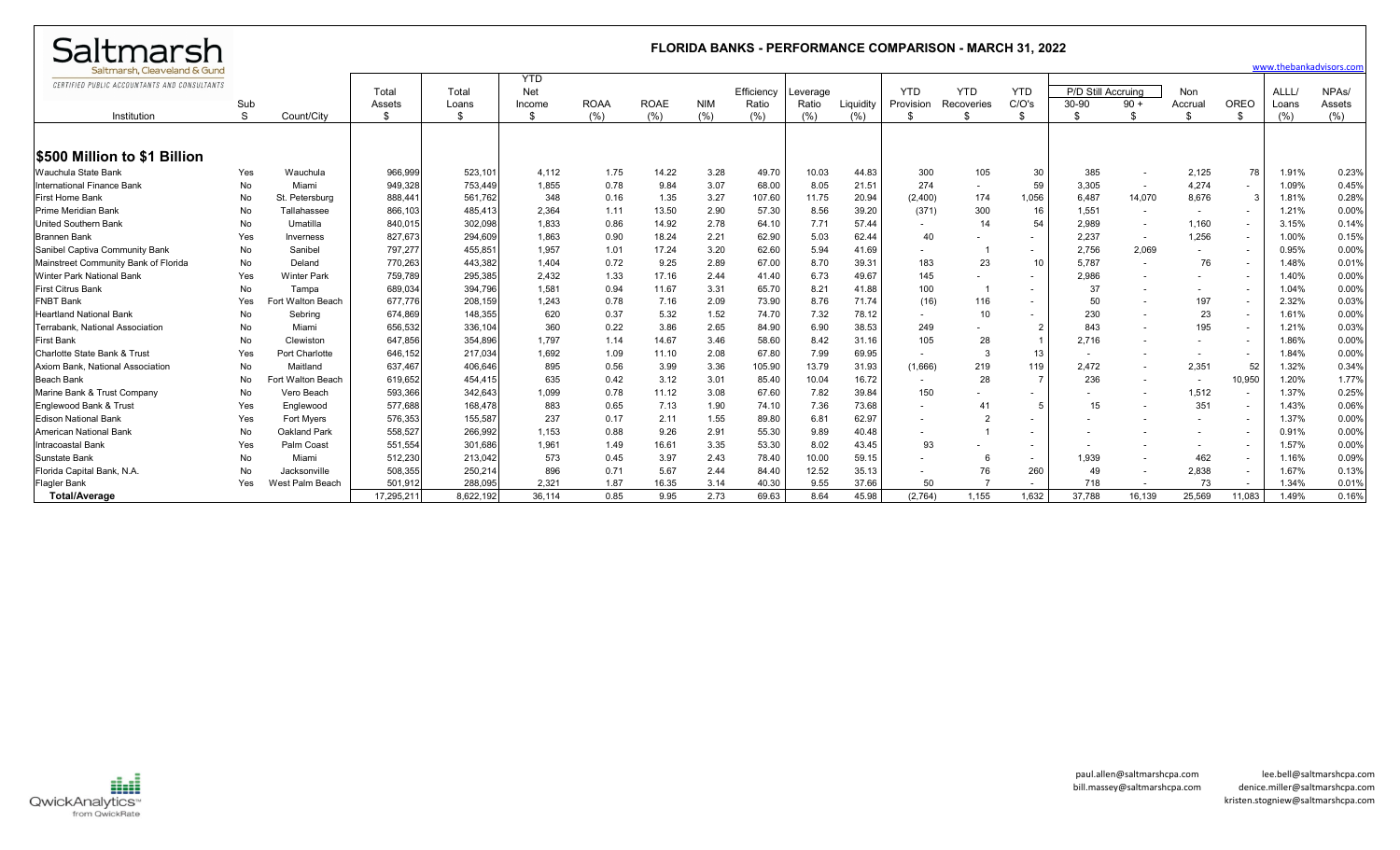# FLORIDA BANKS - PERFORMANCE COMPARISON - MARCH 31, 2022

Saltmarsh
Saltmarsh, Cleaveland & Gund
CERTIFIED PUBLIC ACCOUNTANTS AND CONSULTANTS

www.thebankadvisors.com

| Institution | Sub S | Count/City | Total Assets $ | Total Loans $ | YTD Net Income $ | ROAA (%) | ROAE (%) | NIM (%) | Efficiency Ratio (%) | Leverage Ratio (%) | Liquidity (%) | YTD Provision $ | YTD Recoveries $ | YTD C/O's $ | P/D Still Accruing 30-90 $ | 90 + $ | Non Accrual $ | OREO $ | ALLL/ Loans (%) | NPAs/ Assets (%) |
|---|---|---|---|---|---|---|---|---|---|---|---|---|---|---|---|---|---|---|---|---|
| **$500 Million to $1 Billion** | | | | | | | | | | | | | | | | | | | | |
| Wauchula State Bank | Yes | Wauchula | 966,999 | 523,101 | 4,112 | 1.75 | 14.22 | 3.28 | 49.70 | 10.03 | 44.83 | 300 | 105 | 30 | 385 | - | 2,125 | 78 | 1.91% | 0.23% |
| International Finance Bank | No | Miami | 949,328 | 753,449 | 1,855 | 0.78 | 9.84 | 3.07 | 68.00 | 8.05 | 21.51 | 274 | - | 59 | 3,305 | - | 4,274 | - | 1.09% | 0.45% |
| First Home Bank | No | St. Petersburg | 888,441 | 561,762 | 348 | 0.16 | 1.35 | 3.27 | 107.60 | 11.75 | 20.94 | (2,400) | 174 | 1,056 | 6,487 | 14,070 | 8,676 | 3 | 1.81% | 0.28% |
| Prime Meridian Bank | No | Tallahassee | 866,103 | 485,413 | 2,364 | 1.11 | 13.50 | 2.90 | 57.30 | 8.56 | 39.20 | (371) | 300 | 16 | 1,551 | - | - | - | 1.21% | 0.00% |
| United Southern Bank | No | Umatilla | 840,015 | 302,098 | 1,833 | 0.86 | 14.92 | 2.78 | 64.10 | 7.71 | 57.44 | - | 14 | 54 | 2,989 | - | 1,160 | - | 3.15% | 0.14% |
| Brannen Bank | Yes | Inverness | 827,673 | 294,609 | 1,863 | 0.90 | 18.24 | 2.21 | 62.90 | 5.03 | 62.44 | 40 | - | - | 2,237 | - | 1,256 | - | 1.00% | 0.15% |
| Sanibel Captiva Community Bank | No | Sanibel | 797,277 | 455,851 | 1,957 | 1.01 | 17.24 | 3.20 | 62.60 | 5.94 | 41.69 | - | 1 | - | 2,756 | 2,069 | - | - | 0.95% | 0.00% |
| Mainstreet Community Bank of Florida | No | Deland | 770,263 | 443,382 | 1,404 | 0.72 | 9.25 | 2.89 | 67.00 | 8.70 | 39.31 | 183 | 23 | 10 | 5,787 | - | 76 | - | 1.48% | 0.01% |
| Winter Park National Bank | Yes | Winter Park | 759,789 | 295,385 | 2,432 | 1.33 | 17.16 | 2.44 | 41.40 | 6.73 | 49.67 | 145 | - | - | 2,986 | - | - | - | 1.40% | 0.00% |
| First Citrus Bank | No | Tampa | 689,034 | 394,796 | 1,581 | 0.94 | 11.67 | 3.31 | 65.70 | 8.21 | 41.88 | 100 | 1 | - | 37 | - | - | - | 1.04% | 0.00% |
| FNBT Bank | Yes | Fort Walton Beach | 677,776 | 208,159 | 1,243 | 0.78 | 7.16 | 2.09 | 73.90 | 8.76 | 71.74 | (16) | 116 | - | 50 | - | 197 | - | 2.32% | 0.03% |
| Heartland National Bank | No | Sebring | 674,869 | 148,355 | 620 | 0.37 | 5.32 | 1.52 | 74.70 | 7.32 | 78.12 | - | 10 | - | 230 | - | 23 | - | 1.61% | 0.00% |
| Terrabank, National Association | No | Miami | 656,532 | 336,104 | 360 | 0.22 | 3.86 | 2.65 | 84.90 | 6.90 | 38.53 | 249 | - | 2 | 843 | - | 195 | - | 1.21% | 0.03% |
| First Bank | No | Clewiston | 647,856 | 354,896 | 1,797 | 1.14 | 14.67 | 3.46 | 58.60 | 8.42 | 31.16 | 105 | 28 | 1 | 2,716 | - | - | - | 1.86% | 0.00% |
| Charlotte State Bank & Trust | Yes | Port Charlotte | 646,152 | 217,034 | 1,692 | 1.09 | 11.10 | 2.08 | 67.80 | 7.99 | 69.95 | - | 3 | 13 | - | - | - | - | 1.84% | 0.00% |
| Axiom Bank, National Association | No | Maitland | 637,467 | 406,646 | 895 | 0.56 | 3.99 | 3.36 | 105.90 | 13.79 | 31.93 | (1,666) | 219 | 119 | 2,472 | - | 2,351 | 52 | 1.32% | 0.34% |
| Beach Bank | No | Fort Walton Beach | 619,652 | 454,415 | 635 | 0.42 | 3.12 | 3.01 | 85.40 | 10.04 | 16.72 | - | 28 | 7 | 236 | - | - | 10,950 | 1.20% | 1.77% |
| Marine Bank & Trust Company | No | Vero Beach | 593,366 | 342,643 | 1,099 | 0.78 | 11.12 | 3.08 | 67.60 | 7.82 | 39.84 | 150 | - | - | - | - | 1,512 | - | 1.37% | 0.25% |
| Englewood Bank & Trust | Yes | Englewood | 577,688 | 168,478 | 883 | 0.65 | 7.13 | 1.90 | 74.10 | 7.36 | 73.68 | - | 41 | 5 | 15 | - | 351 | - | 1.43% | 0.06% |
| Edison National Bank | Yes | Fort Myers | 576,353 | 155,587 | 237 | 0.17 | 2.11 | 1.55 | 89.80 | 6.81 | 62.97 | - | 2 | - | - | - | - | - | 1.37% | 0.00% |
| American National Bank | No | Oakland Park | 558,527 | 266,992 | 1,153 | 0.88 | 9.26 | 2.91 | 55.30 | 9.89 | 40.48 | - | 1 | - | - | - | - | - | 0.91% | 0.00% |
| Intracoastal Bank | Yes | Palm Coast | 551,554 | 301,686 | 1,961 | 1.49 | 16.61 | 3.35 | 53.30 | 8.02 | 43.45 | 93 | - | - | - | - | - | - | 1.57% | 0.00% |
| Sunstate Bank | No | Miami | 512,230 | 213,042 | 573 | 0.45 | 3.97 | 2.43 | 78.40 | 10.00 | 59.15 | - | 6 | - | 1,939 | - | 462 | - | 1.16% | 0.09% |
| Florida Capital Bank, N.A. | No | Jacksonville | 508,355 | 250,214 | 896 | 0.71 | 5.67 | 2.44 | 84.40 | 12.52 | 35.13 | - | 76 | 260 | 49 | - | 2,838 | - | 1.67% | 0.13% |
| Flagler Bank | Yes | West Palm Beach | 501,912 | 288,095 | 2,321 | 1.87 | 16.35 | 3.14 | 40.30 | 9.55 | 37.66 | 50 | 7 | - | 718 | - | 73 | - | 1.34% | 0.01% |
| **Total/Average** | | | 17,295,211 | 8,622,192 | 36,114 | 0.85 | 9.95 | 2.73 | 69.63 | 8.64 | 45.98 | (2,764) | 1,155 | 1,632 | 37,788 | 16,139 | 25,569 | 11,083 | 1.49% | 0.16% |

QwickAnalytics™ from QwickRate

paul.allen@saltmarshcpa.com
bill.massey@saltmarshcpa.com

lee.bell@saltmarshcpa.com
denice.miller@saltmarshcpa.com
kristen.stogniew@saltmarshcpa.com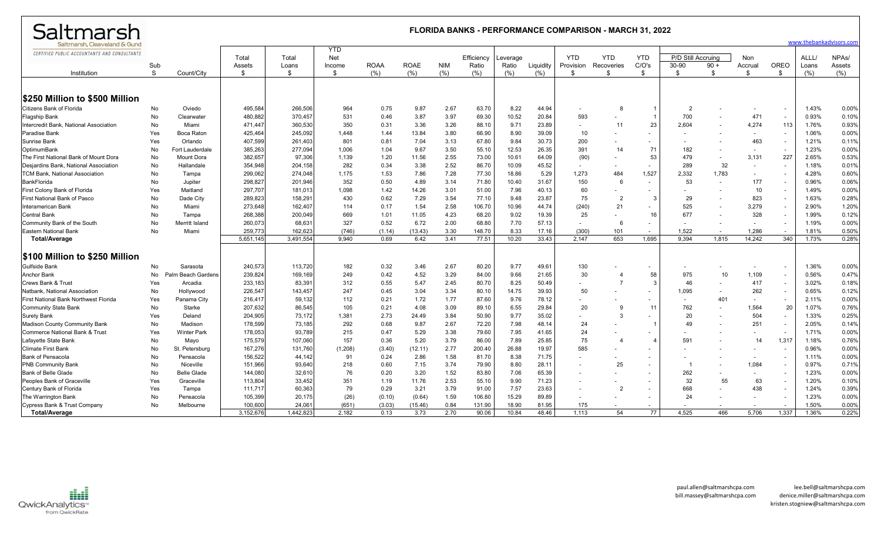# FLORIDA BANKS - PERFORMANCE COMPARISON - MARCH 31, 2022

Saltmarsh, Cleaveland & Gund
CERTIFIED PUBLIC ACCOUNTANTS AND CONSULTANTS

www.thebankadvisors.com

| Institution | Sub S | Count/City | Total Assets $ | Total Loans $ | YTD Net Income $ | ROAA (%) | ROAE (%) | NIM (%) | Efficiency Ratio (%) | Leverage Ratio (%) | Liquidity (%) | YTD Provision $ | YTD Recoveries $ | YTD C/O's $ | P/D Still Accruing 30-90 $ | 90 + $ | Non Accrual $ | OREO $ | ALLL/ Loans (%) | NPAs/ Assets (%) |
|---|---|---|---|---|---|---|---|---|---|---|---|---|---|---|---|---|---|---|---|---|
| **$250 Million to $500 Million** | | | | | | | | | | | | | | | | | | | | |
| Citizens Bank of Florida | No | Oviedo | 495,584 | 266,506 | 964 | 0.75 | 9.87 | 2.67 | 63.70 | 8.22 | 44.94 | - | 8 | 1 | 2 | - | - | - | 1.43% | 0.00% |
| Flagship Bank | No | Clearwater | 480,882 | 370,457 | 531 | 0.46 | 3.87 | 3.97 | 69.30 | 10.52 | 20.84 | 593 | - | 1 | 700 | - | 471 | - | 0.93% | 0.10% |
| Intercredit Bank, National Association | No | Miami | 471,447 | 360,530 | 350 | 0.31 | 3.36 | 3.26 | 88.10 | 9.71 | 23.89 | - | 11 | 23 | 2,604 | - | 4,274 | 113 | 1.76% | 0.93% |
| Paradise Bank | Yes | Boca Raton | 425,464 | 245,092 | 1,448 | 1.44 | 13.84 | 3.80 | 66.90 | 8.90 | 39.09 | 10 | - | - | - | - | - | - | 1.06% | 0.00% |
| Sunrise Bank | Yes | Orlando | 407,599 | 261,403 | 801 | 0.81 | 7.04 | 3.13 | 67.80 | 9.84 | 30.73 | 200 | - | - | - | - | 463 | - | 1.21% | 0.11% |
| OptimumBank | No | Fort Lauderdale | 385,263 | 277,094 | 1,006 | 1.04 | 9.67 | 3.50 | 55.10 | 12.53 | 26.35 | 391 | 14 | 71 | 182 | - | - | - | 1.23% | 0.00% |
| The First National Bank of Mount Dora | No | Mount Dora | 382,657 | 97,306 | 1,139 | 1.20 | 11.56 | 2.55 | 73.00 | 10.61 | 64.09 | (90) | - | 53 | 479 | - | 3,131 | 227 | 2.65% | 0.53% |
| Desjardins Bank, National Association | No | Hallandale | 354,948 | 204,158 | 282 | 0.34 | 3.38 | 2.52 | 86.70 | 10.09 | 45.52 | - | - | - | 289 | 32 | - | - | 1.18% | 0.01% |
| TCM Bank, National Association | No | Tampa | 299,062 | 274,048 | 1,175 | 1.53 | 7.86 | 7.28 | 77.30 | 18.86 | 5.29 | 1,273 | 484 | 1,527 | 2,332 | 1,783 | - | - | 4.28% | 0.60% |
| BankFlorida | No | Jupiter | 298,827 | 201,946 | 352 | 0.50 | 4.89 | 3.14 | 71.80 | 10.40 | 31.67 | 150 | 6 | - | 53 | - | 177 | - | 0.96% | 0.06% |
| First Colony Bank of Florida | Yes | Maitland | 297,707 | 181,013 | 1,098 | 1.42 | 14.26 | 3.01 | 51.00 | 7.96 | 40.13 | 60 | - | - | - | - | 10 | - | 1.49% | 0.00% |
| First National Bank of Pasco | No | Dade City | 289,823 | 158,291 | 430 | 0.62 | 7.29 | 3.54 | 77.10 | 9.48 | 23.87 | 75 | 2 | 3 | 29 | - | 823 | - | 1.63% | 0.28% |
| Interamerican Bank | No | Miami | 273,648 | 162,407 | 114 | 0.17 | 1.54 | 2.58 | 106.70 | 10.96 | 44.74 | (240) | 21 | - | 525 | - | 3,279 | - | 2.90% | 1.20% |
| Central Bank | No | Tampa | 268,388 | 200,049 | 669 | 1.01 | 11.05 | 4.23 | 68.20 | 9.02 | 19.39 | 25 | - | 16 | 677 | - | 328 | - | 1.99% | 0.12% |
| Community Bank of the South | No | Merritt Island | 260,073 | 68,631 | 327 | 0.52 | 6.72 | 2.00 | 68.80 | 7.70 | 57.13 | - | 6 | - | - | - | - | - | 1.19% | 0.00% |
| Eastern National Bank | No | Miami | 259,773 | 162,623 | (746) | (1.14) | (13.43) | 3.30 | 148.70 | 8.33 | 17.16 | (300) | 101 | - | 1,522 | - | 1,286 | - | 1.81% | 0.50% |
| **Total/Average** | | | 5,651,145 | 3,491,554 | 9,940 | 0.69 | 6.42 | 3.41 | 77.51 | 10.20 | 33.43 | 2,147 | 653 | 1,695 | 9,394 | 1,815 | 14,242 | 340 | 1.73% | 0.28% |
| **$100 Million to $250 Million** | | | | | | | | | | | | | | | | | | | | |
| Gulfside Bank | No | Sarasota | 240,573 | 113,720 | 182 | 0.32 | 3.46 | 2.67 | 80.20 | 9.77 | 49.61 | 130 | - | - | - | - | - | - | 1.36% | 0.00% |
| Anchor Bank | No | Palm Beach Gardens | 239,824 | 169,169 | 249 | 0.42 | 4.52 | 3.29 | 84.00 | 9.66 | 21.65 | 30 | 4 | 58 | 975 | 10 | 1,109 | - | 0.56% | 0.47% |
| Crews Bank & Trust | Yes | Arcadia | 233,183 | 83,391 | 312 | 0.55 | 5.47 | 2.45 | 80.70 | 8.25 | 50.49 | - | 7 | 3 | 46 | - | 417 | - | 3.02% | 0.18% |
| Natbank, National Association | No | Hollywood | 226,547 | 143,457 | 247 | 0.45 | 3.04 | 3.34 | 80.10 | 14.75 | 39.93 | 50 | - | - | 1,095 | - | 262 | - | 0.65% | 0.12% |
| First National Bank Northwest Florida | Yes | Panama City | 216,417 | 59,132 | 112 | 0.21 | 1.72 | 1.77 | 87.60 | 9.76 | 78.12 | - | - | - | - | 401 | - | - | 2.11% | 0.00% |
| Community State Bank | No | Starke | 207,632 | 86,545 | 105 | 0.21 | 4.08 | 3.09 | 89.10 | 6.55 | 29.84 | 20 | 9 | 11 | 762 | - | 1,564 | 20 | 1.07% | 0.76% |
| Surety Bank | Yes | Deland | 204,905 | 73,172 | 1,381 | 2.73 | 24.49 | 3.84 | 50.90 | 9.77 | 35.02 | - | 3 | - | 20 | - | 504 | - | 1.33% | 0.25% |
| Madison County Community Bank | No | Madison | 178,599 | 73,185 | 292 | 0.68 | 9.87 | 2.67 | 72.20 | 7.98 | 48.14 | 24 | - | 1 | 49 | - | 251 | - | 2.05% | 0.14% |
| Commerce National Bank & Trust | Yes | Winter Park | 178,053 | 93,789 | 215 | 0.47 | 5.29 | 3.38 | 79.60 | 7.95 | 41.65 | 24 | - | - | - | - | - | - | 1.71% | 0.00% |
| Lafayette State Bank | No | Mayo | 175,579 | 107,060 | 157 | 0.36 | 5.20 | 3.79 | 86.00 | 7.89 | 25.85 | 75 | 4 | 4 | 591 | - | 14 | 1,317 | 1.18% | 0.76% |
| Climate First Bank | No | St. Petersburg | 167,276 | 131,760 | (1,208) | (3.40) | (12.11) | 2.77 | 200.40 | 26.88 | 19.97 | 585 | - | - | - | - | - | - | 0.96% | 0.00% |
| Bank of Pensacola | No | Pensacola | 156,522 | 44,142 | 91 | 0.24 | 2.86 | 1.58 | 81.70 | 8.38 | 71.75 | - | - | - | - | - | - | - | 1.11% | 0.00% |
| PNB Community Bank | No | Niceville | 151,966 | 93,640 | 218 | 0.60 | 7.15 | 3.74 | 79.90 | 8.80 | 28.11 | - | 25 | - | 1 | - | 1,084 | - | 0.97% | 0.71% |
| Bank of Belle Glade | No | Belle Glade | 144,080 | 32,610 | 76 | 0.20 | 3.20 | 1.52 | 83.80 | 7.06 | 65.39 | - | - | - | 262 | - | - | - | 1.23% | 0.00% |
| Peoples Bank of Graceville | Yes | Graceville | 113,804 | 33,452 | 351 | 1.19 | 11.76 | 2.53 | 55.10 | 9.90 | 71.23 | - | - | - | 32 | 55 | 63 | - | 1.20% | 0.10% |
| Century Bank of Florida | Yes | Tampa | 111,717 | 60,363 | 79 | 0.29 | 3.21 | 3.79 | 91.00 | 7.57 | 23.63 | - | 2 | - | 668 | - | 438 | - | 1.24% | 0.39% |
| The Warrington Bank | No | Pensacola | 105,399 | 20,175 | (26) | (0.10) | (0.64) | 1.59 | 106.80 | 15.29 | 89.89 | - | - | - | 24 | - | - | - | 1.23% | 0.00% |
| Cypress Bank & Trust Company | No | Melbourne | 100,600 | 24,061 | (651) | (3.03) | (15.46) | 0.84 | 131.90 | 18.90 | 81.95 | 175 | - | - | - | - | - | - | 1.50% | 0.00% |
| **Total/Average** | | | 3,152,676 | 1,442,823 | 2,182 | 0.13 | 3.73 | 2.70 | 90.06 | 10.84 | 48.46 | 1,113 | 54 | 77 | 4,525 | 466 | 5,706 | 1,337 | 1.36% | 0.22% |

QwickAnalytics from QwickRate

paul.allen@saltmarshcpa.com
bill.massey@saltmarshcpa.com
lee.bell@saltmarshcpa.com
denice.miller@saltmarshcpa.com
kristen.stogniew@saltmarshcpa.com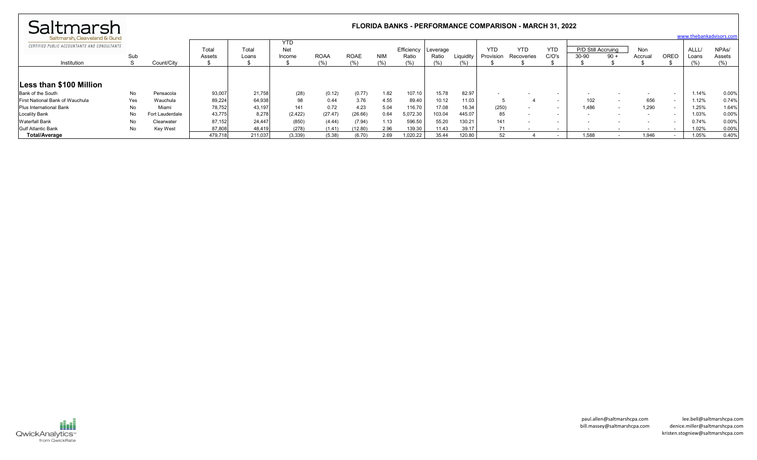# FLORIDA BANKS - PERFORMANCE COMPARISON - MARCH 31, 2022

Saltmarsh
Saltmarsh, Cleveland & Gund
CERTIFIED PUBLIC ACCOUNTANTS AND CONSULTANTS

www.thebankadvisors.com

| Institution | Sub S | Count/City | Total Assets $ | Total Loans $ | YTD Net Income $ | ROAA (%) | ROAE (%) | NIM (%) | Efficiency Ratio (%) | Leverage Ratio (%) | Liquidity (%) | YTD Provision $ | YTD Recoveries $ | YTD C/O's $ | P/D Still Accruing 30-90 $ | 90 + $ | Non Accrual $ | OREO $ | ALLL/ Loans (%) | NPAs/ Assets (%) |
|---|---|---|---|---|---|---|---|---|---|---|---|---|---|---|---|---|---|---|---|---|
| **Less than $100 Million** | | | | | | | | | | | | | | | | | | | | |
| Bank of the South | No | Pensacola | 93,007 | 21,758 | (28) | (0.12) | (0.77) | 1.82 | 107.10 | 15.78 | 82.97 | - | - | - | - | - | - | - | 1.14% | 0.00% |
| First National Bank of Wauchula | Yes | Wauchula | 89,224 | 64,938 | 98 | 0.44 | 3.76 | 4.55 | 89.40 | 10.12 | 11.03 | 5 | 4 | - | 102 | - | 656 | - | 1.12% | 0.74% |
| Plus International Bank | No | Miami | 78,752 | 43,197 | 141 | 0.72 | 4.23 | 5.04 | 116.70 | 17.08 | 16.34 | (250) | - | - | 1,486 | - | 1,290 | - | 1.25% | 1.64% |
| Locality Bank | No | Fort Lauderdale | 43,775 | 8,278 | (2,422) | (27.47) | (26.66) | 0.64 | 5,072.30 | 103.04 | 445.07 | 85 | - | - | - | - | - | - | 1.03% | 0.00% |
| Waterfall Bank | No | Clearwater | 87,152 | 24,447 | (850) | (4.44) | (7.94) | 1.13 | 596.50 | 55.20 | 130.21 | 141 | - | - | - | - | - | - | 0.74% | 0.00% |
| Gulf Atlantic Bank | No | Key West | 87,808 | 48,419 | (278) | (1.41) | (12.80) | 2.96 | 139.30 | 11.43 | 39.17 | 71 | - | - | - | - | - | - | 1.02% | 0.00% |
| **Total/Average** | | | 479,718 | 211,037 | (3,339) | (5.38) | (6.70) | 2.69 | 1,020.22 | 35.44 | 120.80 | 52 | 4 | - | 1,588 | - | 1,946 | - | 1.05% | 0.40% |

QwickAnalytics from QwickRate

paul.allen@saltmarshcpa.com
bill.massey@saltmarshcpa.com
lee.bell@saltmarshcpa.com
denice.miller@saltmarshcpa.com
kristen.stogniew@saltmarshcpa.com